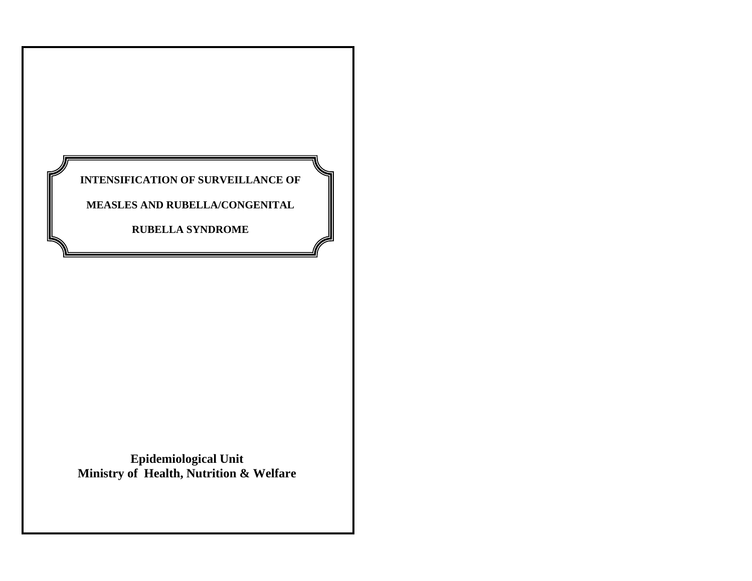# INTENSIFICATION OF SURVEILLANCE OF MEASLES AND RUBELLA/CONGENITAL RUBELLA SYNDROME

**Epidemiological Unit**
**Ministry of Health, Nutrition & Welfare**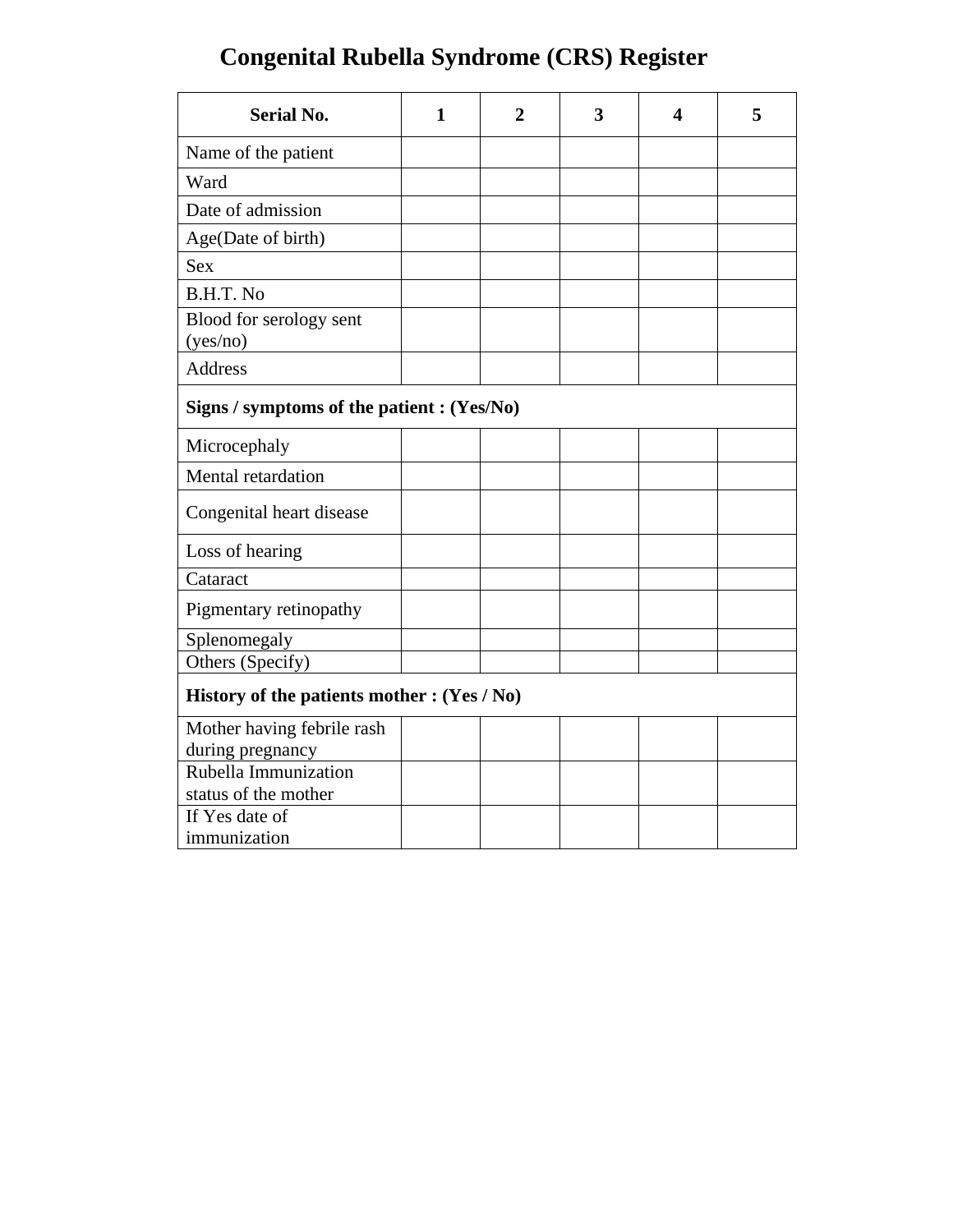# Congenital Rubella Syndrome (CRS) Register

| Serial No. | 1 | 2 | 3 | 4 | 5 |
|---|---|---|---|---|---|
| Name of the patient | | | | | |
| Ward | | | | | |
| Date of admission | | | | | |
| Age(Date of birth) | | | | | |
| Sex | | | | | |
| B.H.T. No | | | | | |
| Blood for serology sent (yes/no) | | | | | |
| Address | | | | | |
| **Signs / symptoms of the patient : (Yes/No)** | | | | | |
| Microcephaly | | | | | |
| Mental retardation | | | | | |
| Congenital heart disease | | | | | |
| Loss of hearing | | | | | |
| Cataract | | | | | |
| Pigmentary retinopathy | | | | | |
| Splenomegaly | | | | | |
| Others (Specify) | | | | | |
| **History of the patients mother : (Yes / No)** | | | | | |
| Mother having febrile rash during pregnancy | | | | | |
| Rubella Immunization status of the mother | | | | | |
| If Yes date of immunization | | | | | |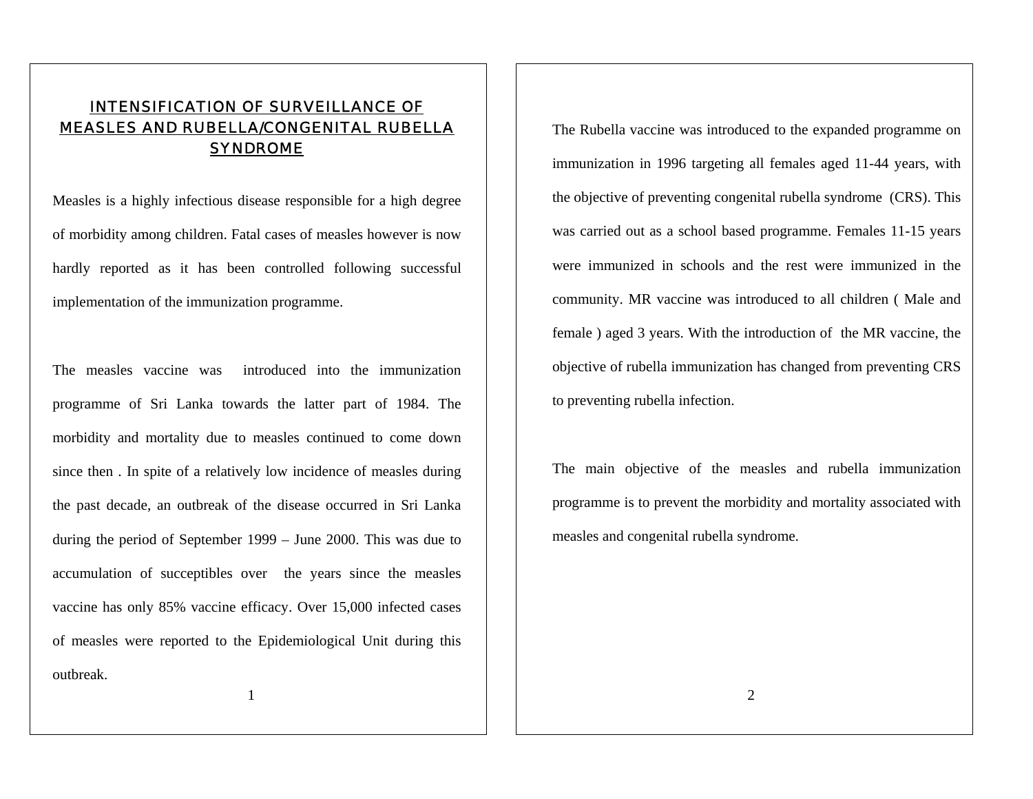# INTENSIFICATION OF SURVEILLANCE OF MEASLES AND RUBELLA/CONGENITAL RUBELLA SYNDROME

Measles is a highly infectious disease responsible for a high degree of morbidity among children. Fatal cases of measles however is now hardly reported as it has been controlled following successful implementation of the immunization programme.

The measles vaccine was introduced into the immunization programme of Sri Lanka towards the latter part of 1984. The morbidity and mortality due to measles continued to come down since then . In spite of a relatively low incidence of measles during the past decade, an outbreak of the disease occurred in Sri Lanka during the period of September 1999 – June 2000. This was due to accumulation of succeptibles over the years since the measles vaccine has only 85% vaccine efficacy. Over 15,000 infected cases of measles were reported to the Epidemiological Unit during this outbreak.

The Rubella vaccine was introduced to the expanded programme on immunization in 1996 targeting all females aged 11-44 years, with the objective of preventing congenital rubella syndrome (CRS). This was carried out as a school based programme. Females 11-15 years were immunized in schools and the rest were immunized in the community. MR vaccine was introduced to all children ( Male and female ) aged 3 years. With the introduction of the MR vaccine, the objective of rubella immunization has changed from preventing CRS to preventing rubella infection.

The main objective of the measles and rubella immunization programme is to prevent the morbidity and mortality associated with measles and congenital rubella syndrome.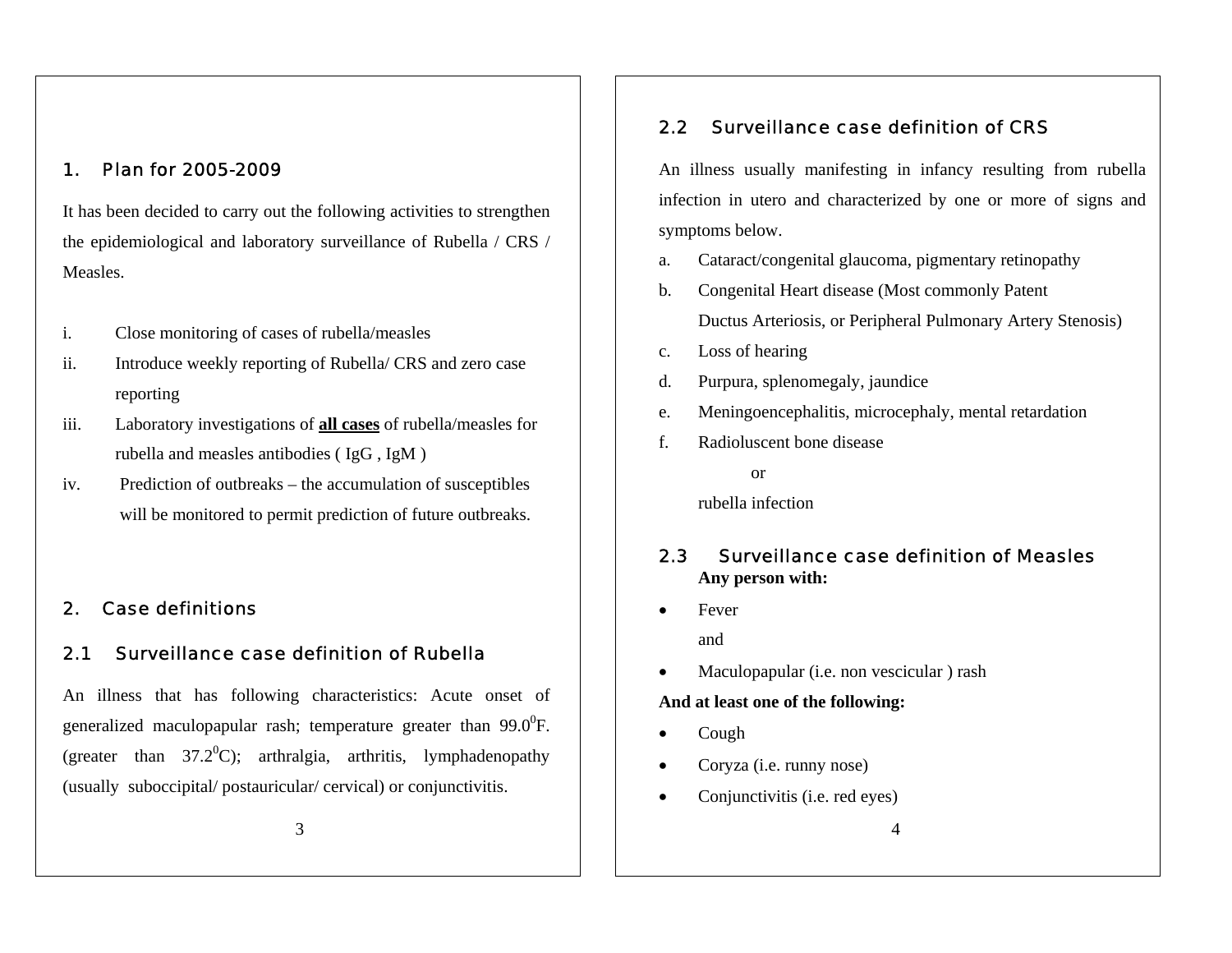## 1. Plan for 2005-2009

It has been decided to carry out the following activities to strengthen the epidemiological and laboratory surveillance of Rubella / CRS / Measles.

i. Close monitoring of cases of rubella/measles
ii. Introduce weekly reporting of Rubella/ CRS and zero case reporting
iii. Laboratory investigations of **<u>all cases</u>** of rubella/measles for rubella and measles antibodies ( IgG , IgM )
iv. Prediction of outbreaks – the accumulation of susceptibles will be monitored to permit prediction of future outbreaks.

## 2. Case definitions

### 2.1 Surveillance case definition of Rubella

An illness that has following characteristics: Acute onset of generalized maculopapular rash; temperature greater than $99.0^0$F. (greater than $37.2^0$C); arthralgia, arthritis, lymphadenopathy (usually suboccipital/ postauricular/ cervical) or conjunctivitis.

### 2.2 Surveillance case definition of CRS

An illness usually manifesting in infancy resulting from rubella infection in utero and characterized by one or more of signs and symptoms below.

a. Cataract/congenital glaucoma, pigmentary retinopathy
b. Congenital Heart disease (Most commonly Patent Ductus Arteriosis, or Peripheral Pulmonary Artery Stenosis)
c. Loss of hearing
d. Purpura, splenomegaly, jaundice
e. Meningoencephalitis, microcephaly, mental retardation
f. Radioluscent bone disease

or

rubella infection

### 2.3 Surveillance case definition of Measles

**Any person with:**

- Fever

  and

- Maculopapular (i.e. non vescicular ) rash

**And at least one of the following:**

- Cough
- Coryza (i.e. runny nose)
- Conjunctivitis (i.e. red eyes)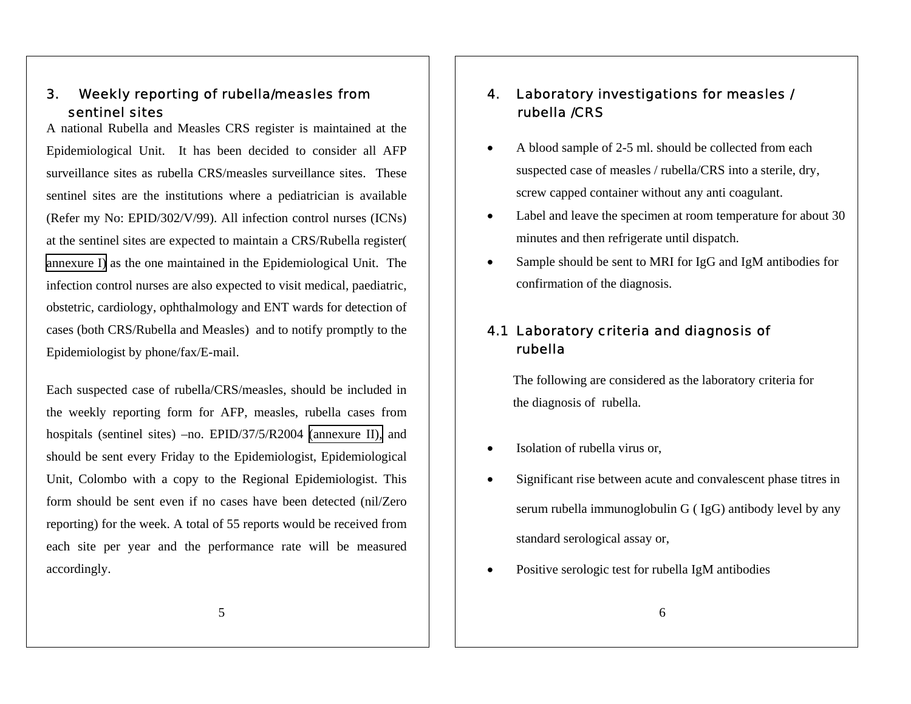## 3. Weekly reporting of rubella/measles from sentinel sites

A national Rubella and Measles CRS register is maintained at the Epidemiological Unit. It has been decided to consider all AFP surveillance sites as rubella CRS/measles surveillance sites. These sentinel sites are the institutions where a pediatrician is available (Refer my No: EPID/302/V/99). All infection control nurses (ICNs) at the sentinel sites are expected to maintain a CRS/Rubella register( annexure I) as the one maintained in the Epidemiological Unit. The infection control nurses are also expected to visit medical, paediatric, obstetric, cardiology, ophthalmology and ENT wards for detection of cases (both CRS/Rubella and Measles) and to notify promptly to the Epidemiologist by phone/fax/E-mail.

Each suspected case of rubella/CRS/measles, should be included in the weekly reporting form for AFP, measles, rubella cases from hospitals (sentinel sites) –no. EPID/37/5/R2004 (annexure II), and should be sent every Friday to the Epidemiologist, Epidemiological Unit, Colombo with a copy to the Regional Epidemiologist. This form should be sent even if no cases have been detected (nil/Zero reporting) for the week. A total of 55 reports would be received from each site per year and the performance rate will be measured accordingly.

## 4. Laboratory investigations for measles / rubella /CRS

- A blood sample of 2-5 ml. should be collected from each suspected case of measles / rubella/CRS into a sterile, dry, screw capped container without any anti coagulant.
- Label and leave the specimen at room temperature for about 30 minutes and then refrigerate until dispatch.
- Sample should be sent to MRI for IgG and IgM antibodies for confirmation of the diagnosis.

### 4.1 Laboratory criteria and diagnosis of rubella

The following are considered as the laboratory criteria for the diagnosis of rubella.

- Isolation of rubella virus or,
- Significant rise between acute and convalescent phase titres in serum rubella immunoglobulin G ( IgG) antibody level by any standard serological assay or,
- Positive serologic test for rubella IgM antibodies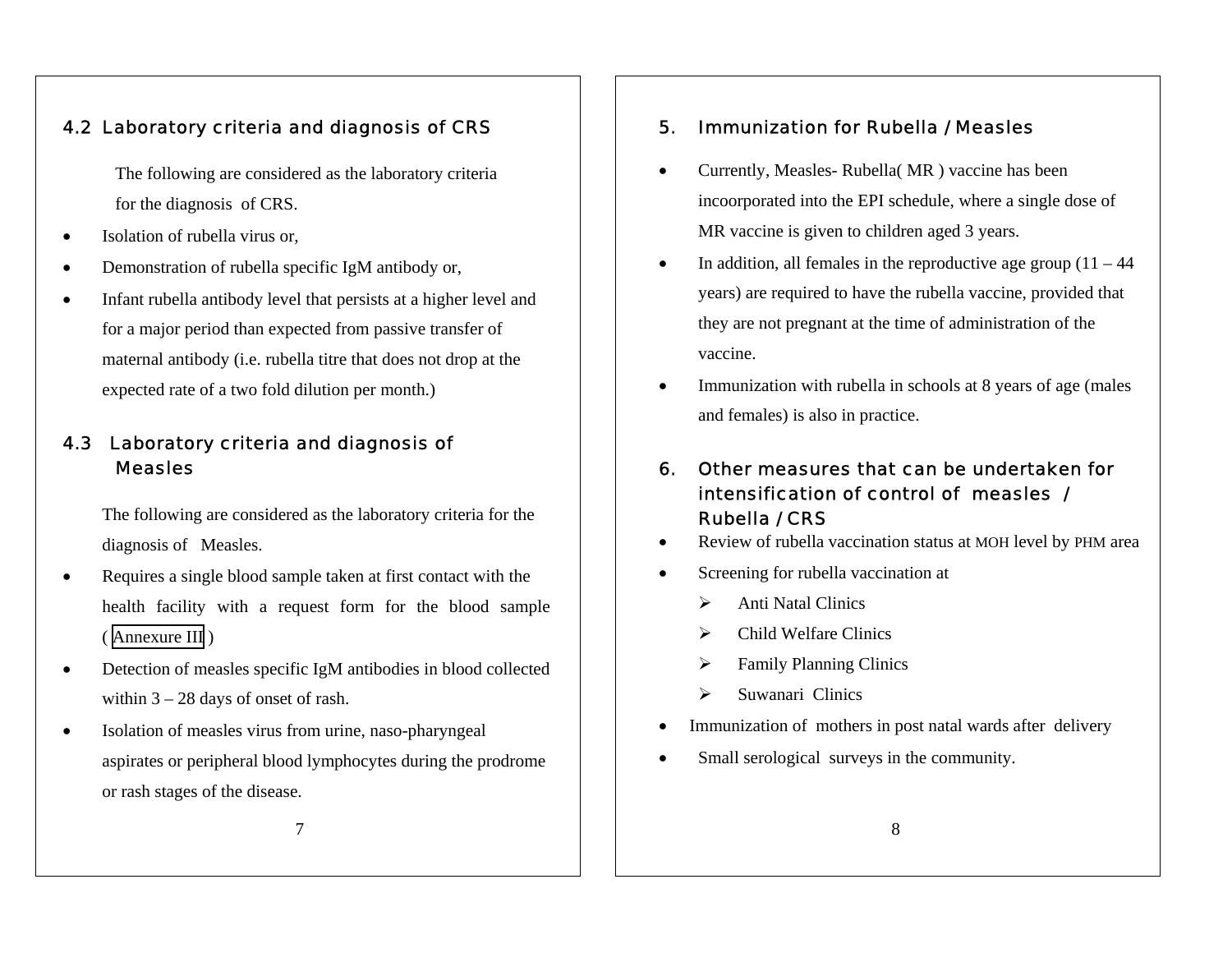## 4.2 Laboratory criteria and diagnosis of CRS

The following are considered as the laboratory criteria for the diagnosis of CRS.

- Isolation of rubella virus or,
- Demonstration of rubella specific IgM antibody or,
- Infant rubella antibody level that persists at a higher level and for a major period than expected from passive transfer of maternal antibody (i.e. rubella titre that does not drop at the expected rate of a two fold dilution per month.)

## 4.3 Laboratory criteria and diagnosis of Measles

The following are considered as the laboratory criteria for the diagnosis of Measles.

- Requires a single blood sample taken at first contact with the health facility with a request form for the blood sample ( Annexure III )
- Detection of measles specific IgM antibodies in blood collected within 3 – 28 days of onset of rash.
- Isolation of measles virus from urine, naso-pharyngeal aspirates or peripheral blood lymphocytes during the prodrome or rash stages of the disease.

## 5. Immunization for Rubella / Measles

- Currently, Measles- Rubella( MR ) vaccine has been incoorporated into the EPI schedule, where a single dose of MR vaccine is given to children aged 3 years.
- In addition, all females in the reproductive age group (11 – 44 years) are required to have the rubella vaccine, provided that they are not pregnant at the time of administration of the vaccine.
- Immunization with rubella in schools at 8 years of age (males and females) is also in practice.

## 6. Other measures that can be undertaken for intensification of control of measles / Rubella / CRS

- Review of rubella vaccination status at MOH level by PHM area
- Screening for rubella vaccination at
  - Anti Natal Clinics
  - Child Welfare Clinics
  - Family Planning Clinics
  - Suwanari Clinics
- Immunization of mothers in post natal wards after delivery
- Small serological surveys in the community.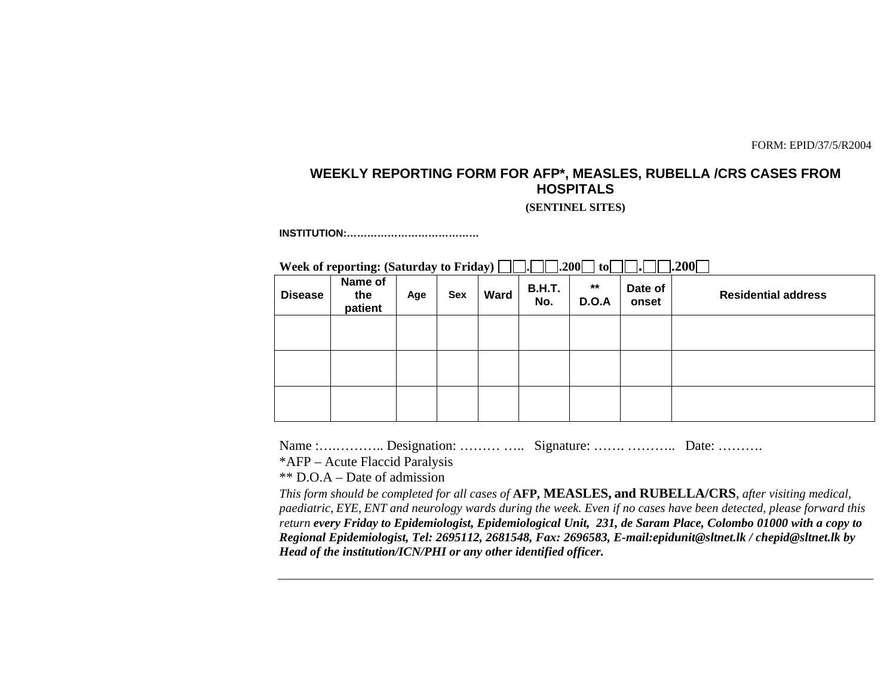FORM: EPID/37/5/R2004

## WEEKLY REPORTING FORM FOR AFP*, MEASLES, RUBELLA /CRS CASES FROM HOSPITALS

**(SENTINEL SITES)**

**INSTITUTION:…………………………………**

**Week of reporting: (Saturday to Friday) ☐☐.☐☐.200☐ to☐☐.☐☐.200☐**

| Disease | Name of the patient | Age | Sex | Ward | B.H.T. No. | ** D.O.A | Date of onset | Residential address |
|---|---|---|---|---|---|---|---|---|
| | | | | | | | | |
| | | | | | | | | |
| | | | | | | | | |

Name :….……….. Designation: ……… ….. Signature: ……. ……….. Date: ……….

*AFP – Acute Flaccid Paralysis

** D.O.A – Date of admission

*This form should be completed for all cases of* **AFP, MEASLES, and RUBELLA/CRS**, *after visiting medical, paediatric, EYE, ENT and neurology wards during the week. Even if no cases have been detected, please forward this return* ***every Friday to Epidemiologist, Epidemiological Unit, 231, de Saram Place, Colombo 01000 with a copy to Regional Epidemiologist, Tel: 2695112, 2681548, Fax: 2696583, E-mail:epidunit@sltnet.lk / chepid@sltnet.lk by Head of the institution/ICN/PHI or any other identified officer.***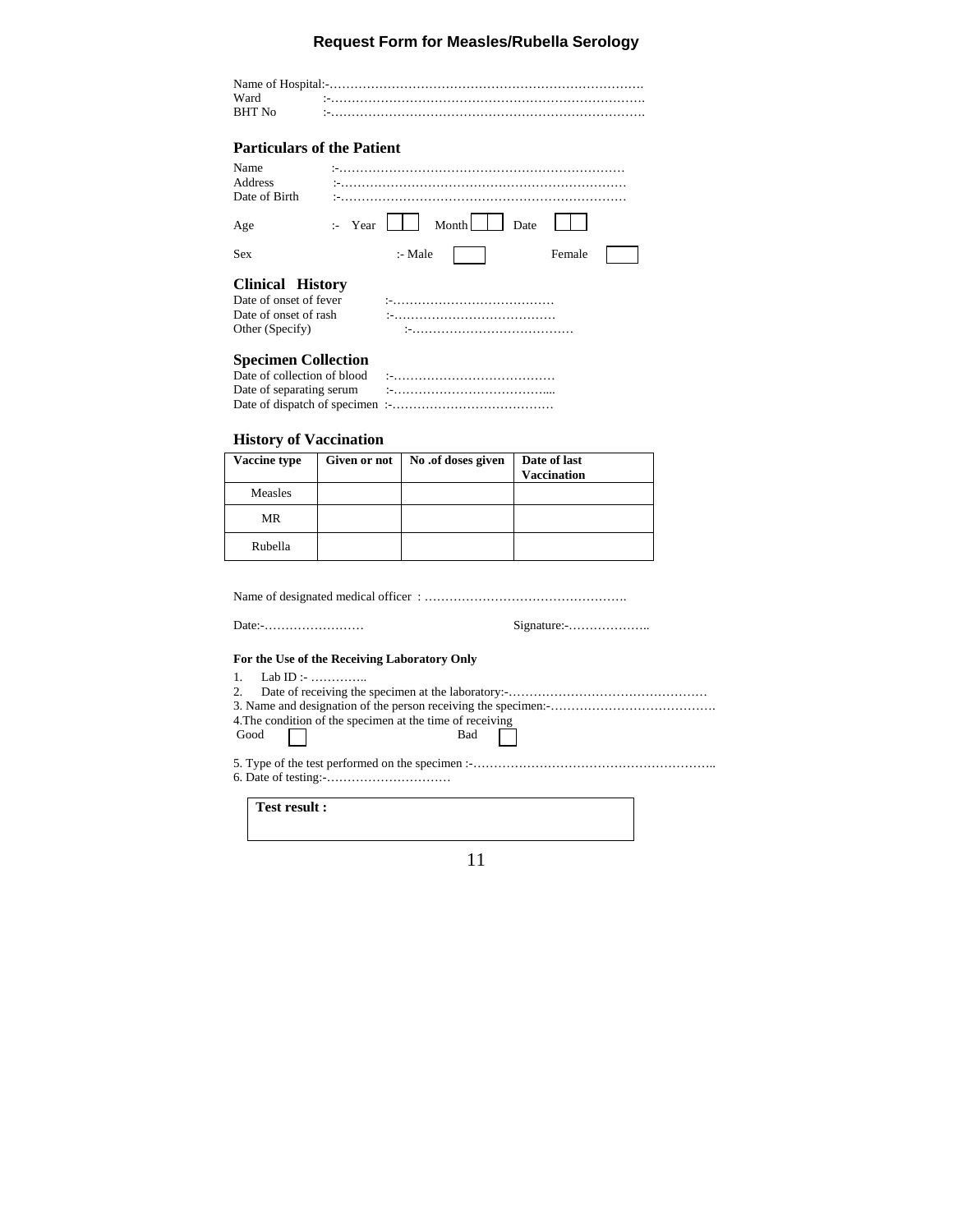# Request Form for Measles/Rubella Serology

Name of Hospital:-………………………………………………………………….
Ward :-………………………………………………………………….
BHT No :-………………………………………………………………….

## Particulars of the Patient

Name :-……………………………………………………………
Address :-……………………………………………………………
Date of Birth :-……………………………………………………………

Age :- Year ☐☐ Month ☐☐ Date ☐☐

Sex :- Male ☐ Female ☐

## Clinical History

Date of onset of fever :-…………………………………
Date of onset of rash :-…………………………………
Other (Specify) :-…………………………………

## Specimen Collection

Date of collection of blood :-…………………………………
Date of separating serum :-………………………………....
Date of dispatch of specimen :-…………………………………

## History of Vaccination

| Vaccine type | Given or not | No .of doses given | Date of last Vaccination |
|---|---|---|---|
| Measles | | | |
| MR | | | |
| Rubella | | | |

Name of designated medical officer : ………………………………………….

Date:-…………………… Signature:-………………..

**For the Use of the Receiving Laboratory Only**

1. Lab ID :- …………..
2. Date of receiving the specimen at the laboratory:-…………………………………………
3. Name and designation of the person receiving the specimen:-…………………………………
4. The condition of the specimen at the time of receiving
   Good ☐ Bad ☐
5. Type of the test performed on the specimen :-…………………………………………………..
6. Date of testing:-…………………………

| **Test result :** |
|---|
| |